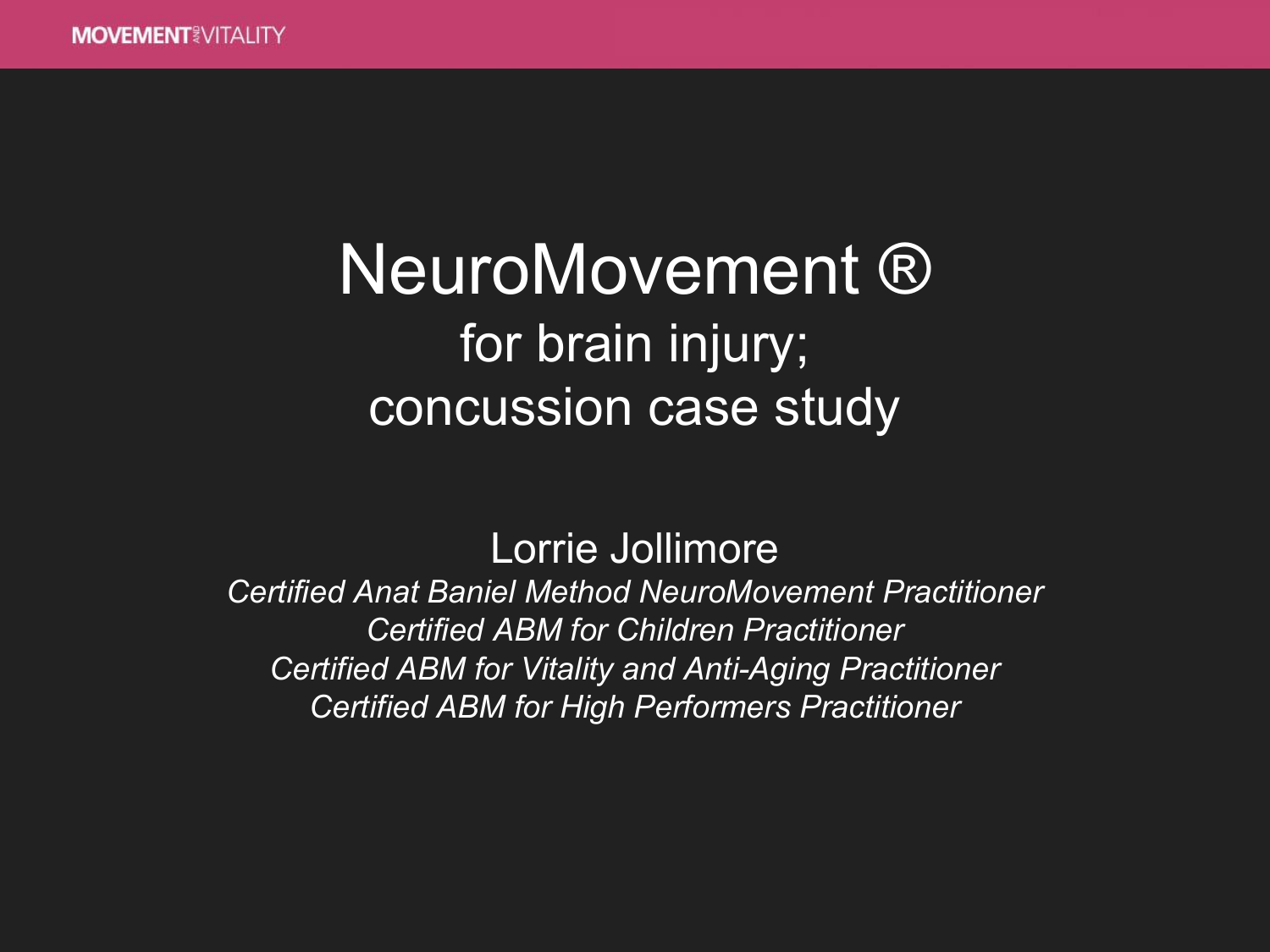# NeuroMovement ®

## for brain injury; concussion case study

Lorrie Jollimore

*Certified Anat Baniel Method NeuroMovement Practitioner*
*Certified ABM for Children Practitioner*
*Certified ABM for Vitality and Anti-Aging Practitioner*
*Certified ABM for High Performers Practitioner*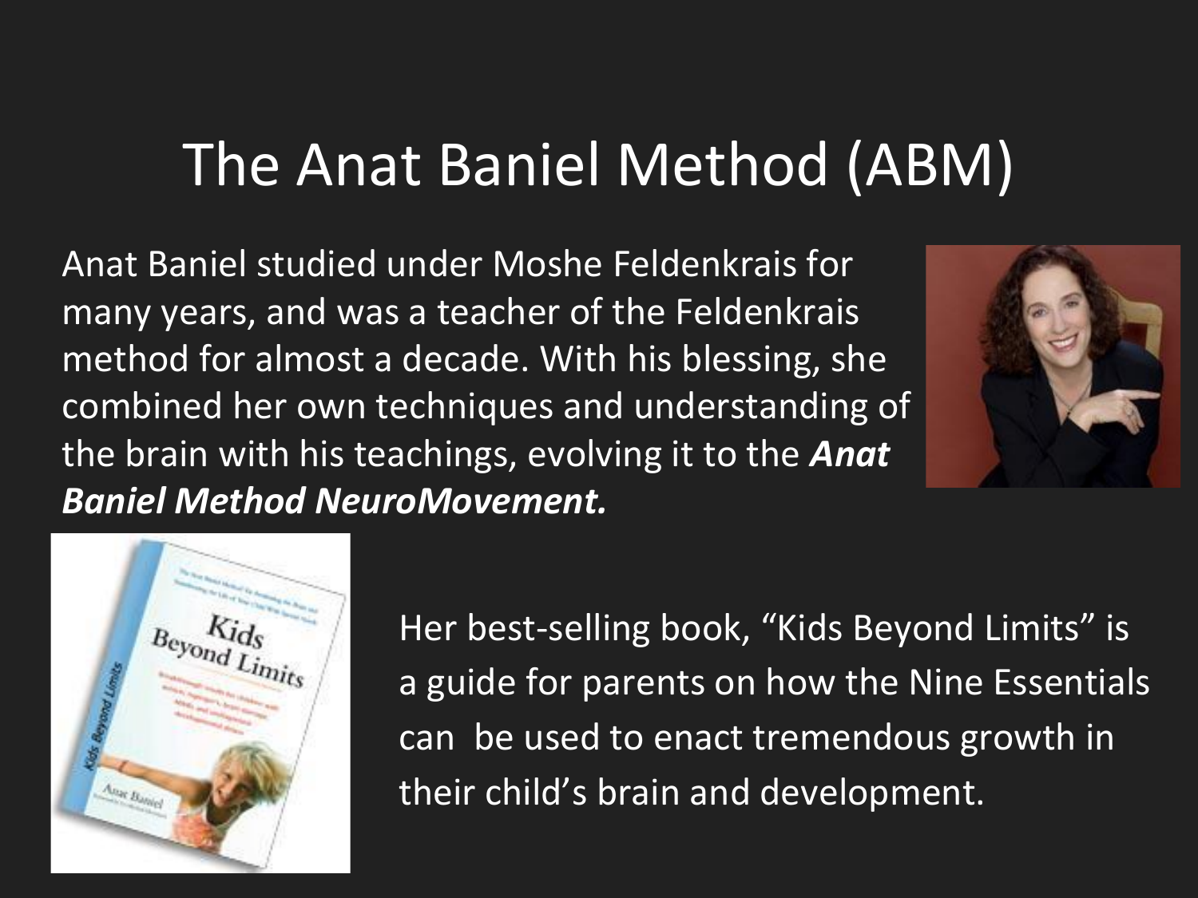# The Anat Baniel Method (ABM)

Anat Baniel studied under Moshe Feldenkrais for many years, and was a teacher of the Feldenkrais method for almost a decade. With his blessing, she combined her own techniques and understanding of the brain with his teachings, evolving it to the ***Anat Baniel Method NeuroMovement.***

Her best-selling book, "Kids Beyond Limits" is a guide for parents on how the Nine Essentials can be used to enact tremendous growth in their child's brain and development.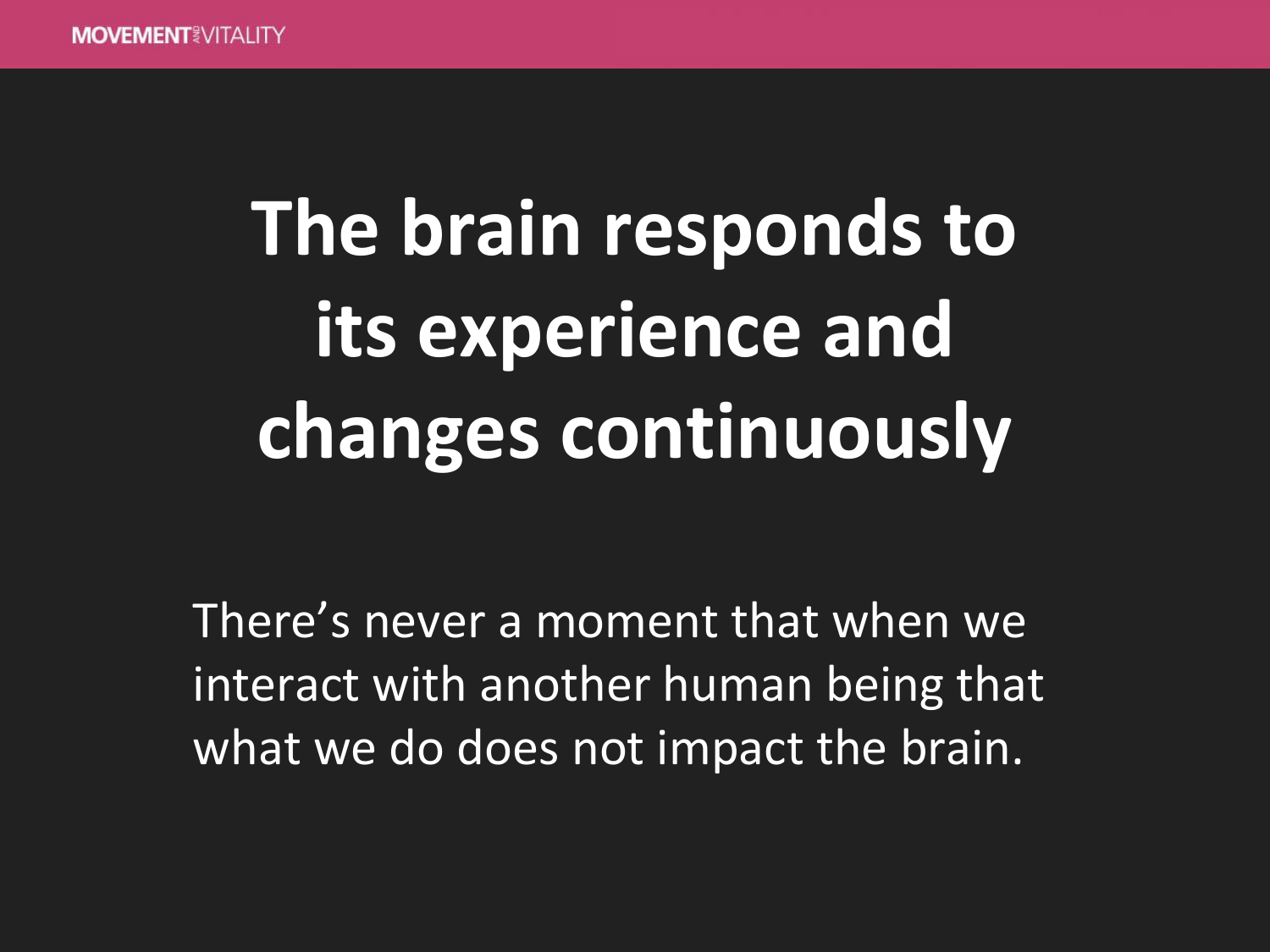# The brain responds to its experience and changes continuously

There's never a moment that when we interact with another human being that what we do does not impact the brain.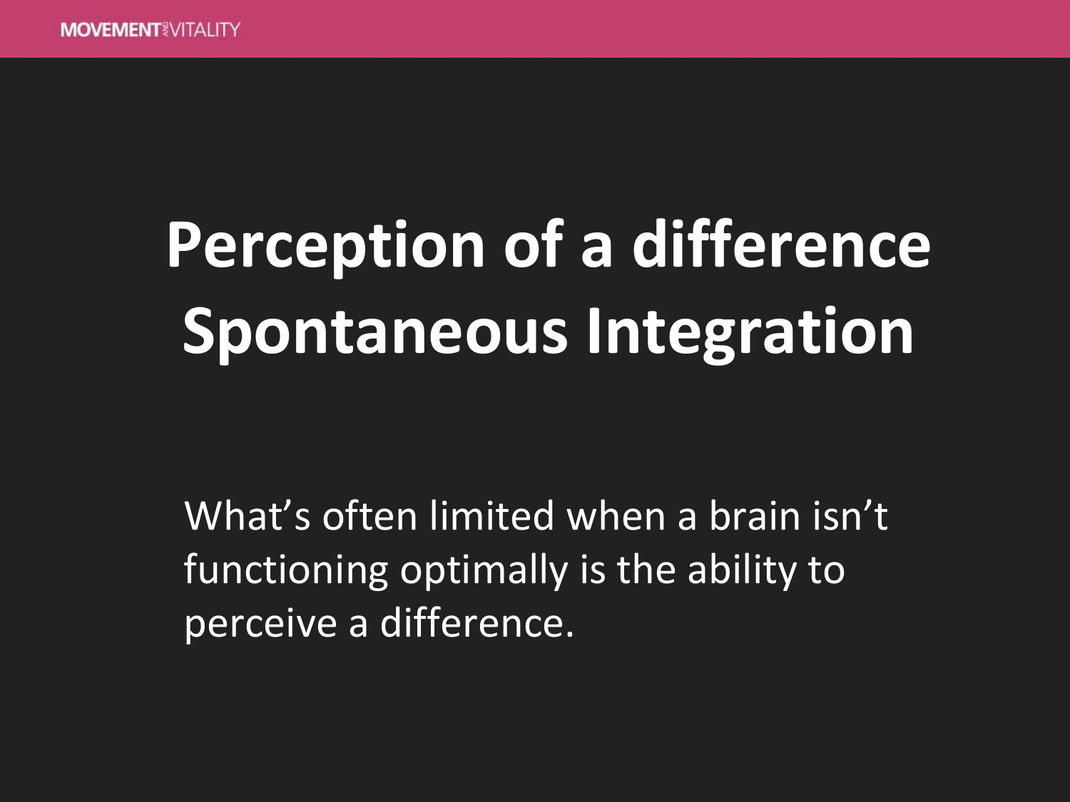# Perception of a difference
# Spontaneous Integration

What's often limited when a brain isn't functioning optimally is the ability to perceive a difference.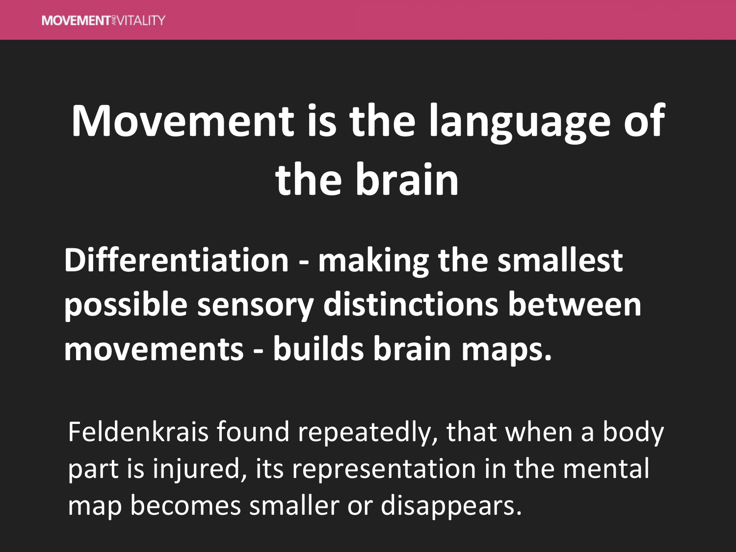# Movement is the language of the brain

**Differentiation - making the smallest possible sensory distinctions between movements - builds brain maps.**

Feldenkrais found repeatedly, that when a body part is injured, its representation in the mental map becomes smaller or disappears.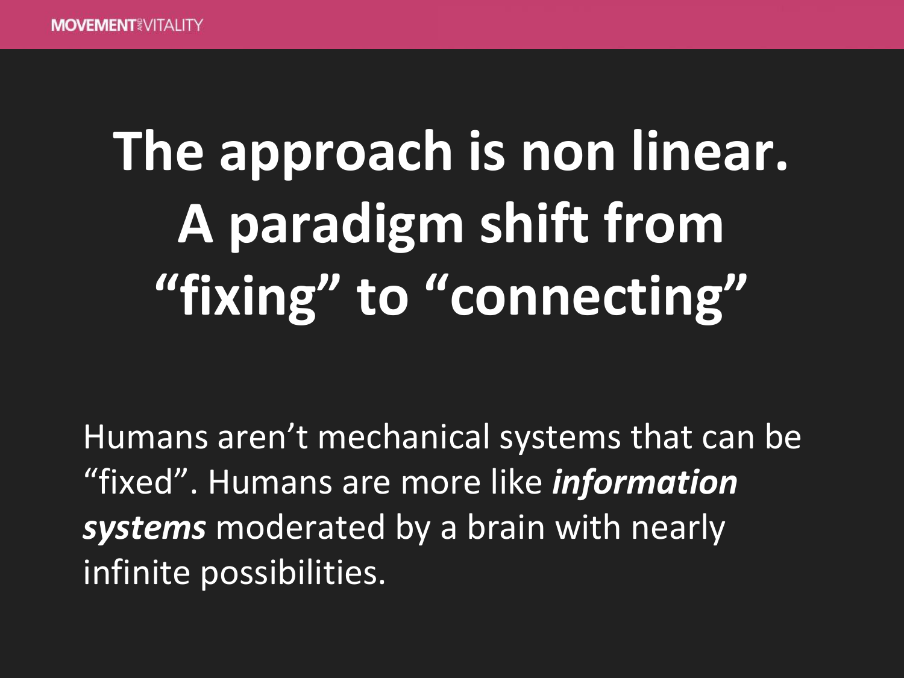# The approach is non linear. A paradigm shift from "fixing" to "connecting"

Humans aren't mechanical systems that can be "fixed". Humans are more like ***information systems*** moderated by a brain with nearly infinite possibilities.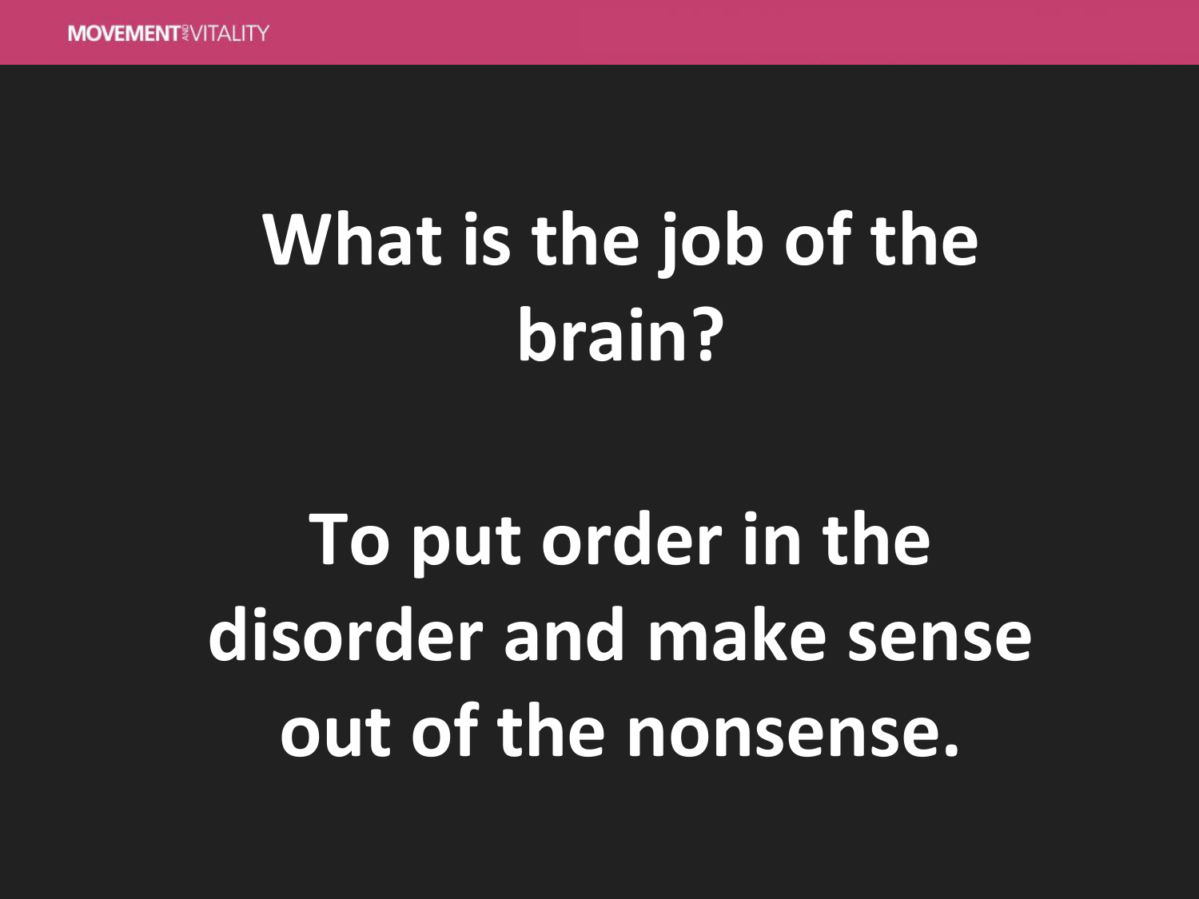# What is the job of the brain?

# To put order in the disorder and make sense out of the nonsense.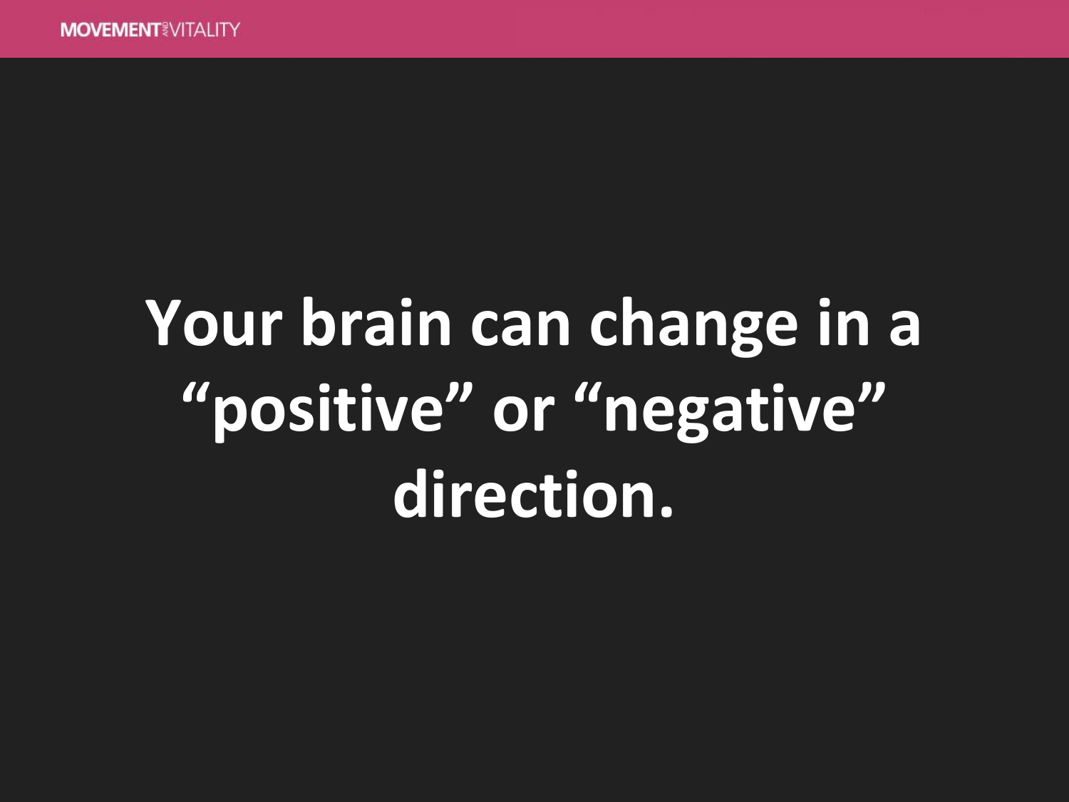# Your brain can change in a "positive" or "negative" direction.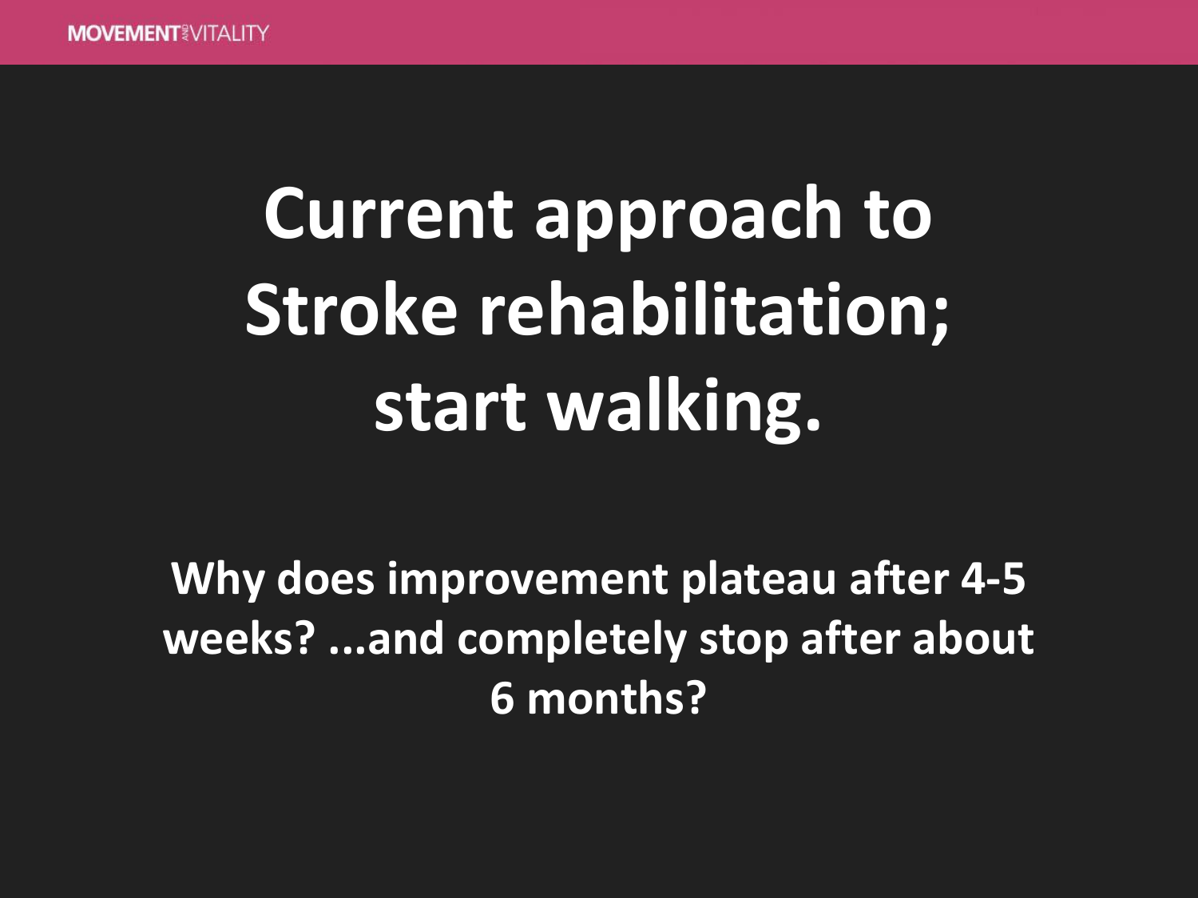# Current approach to Stroke rehabilitation; start walking.

**Why does improvement plateau after 4-5 weeks? ...and completely stop after about 6 months?**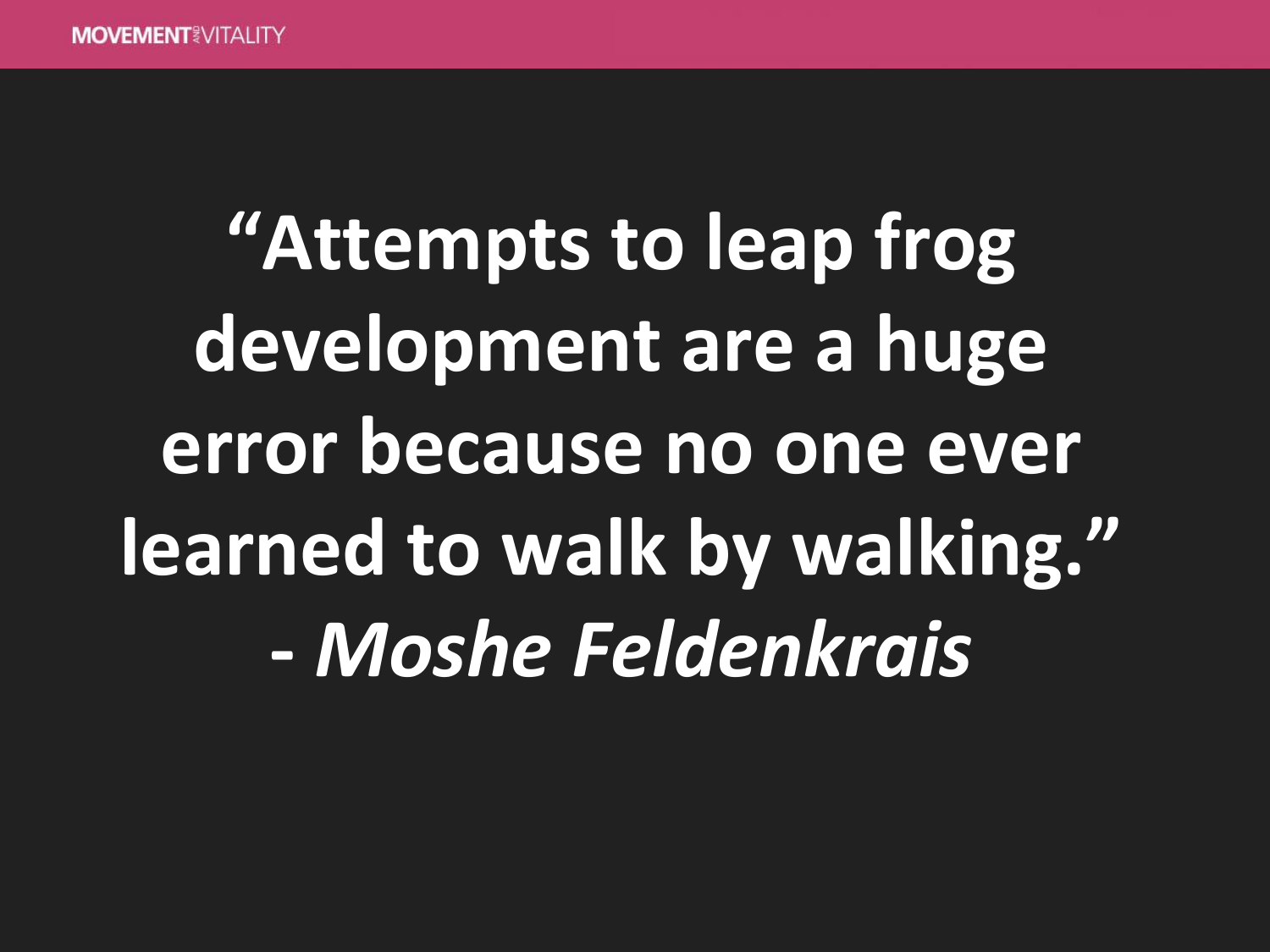"Attempts to leap frog development are a huge error because no one ever learned to walk by walking."

\- *Moshe Feldenkrais*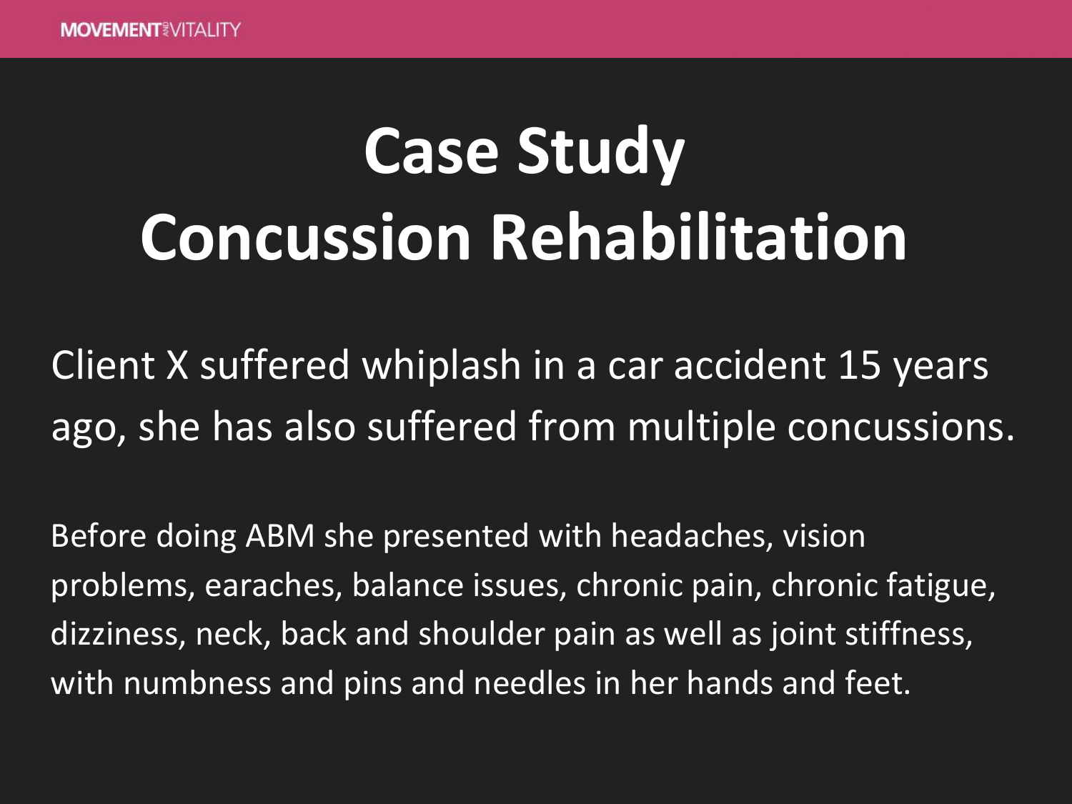# Case Study
# Concussion Rehabilitation

Client X suffered whiplash in a car accident 15 years ago, she has also suffered from multiple concussions.

Before doing ABM she presented with headaches, vision problems, earaches, balance issues, chronic pain, chronic fatigue, dizziness, neck, back and shoulder pain as well as joint stiffness, with numbness and pins and needles in her hands and feet.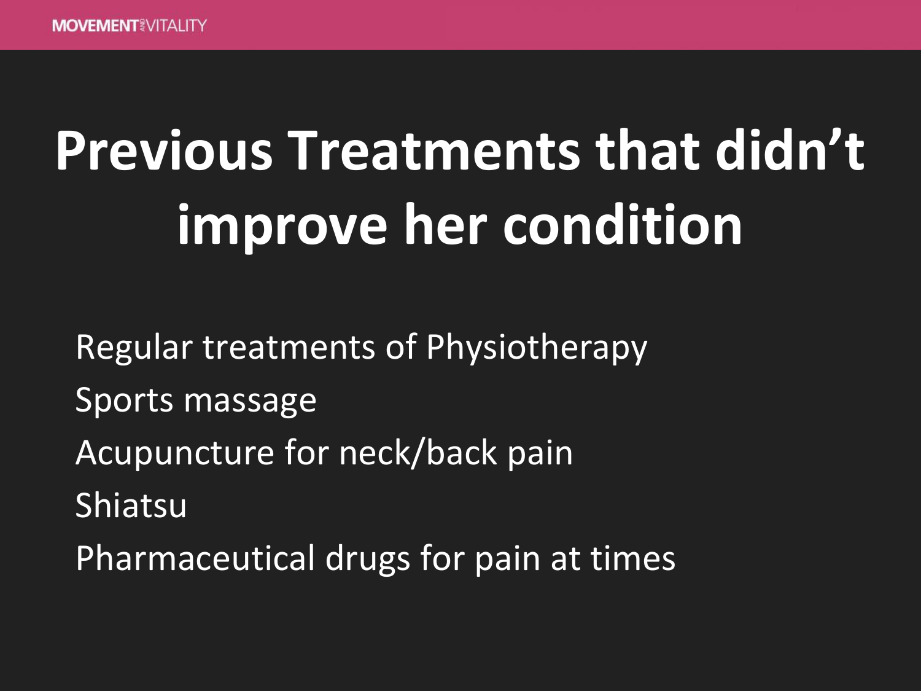# Previous Treatments that didn't improve her condition

Regular treatments of Physiotherapy

Sports massage

Acupuncture for neck/back pain

Shiatsu

Pharmaceutical drugs for pain at times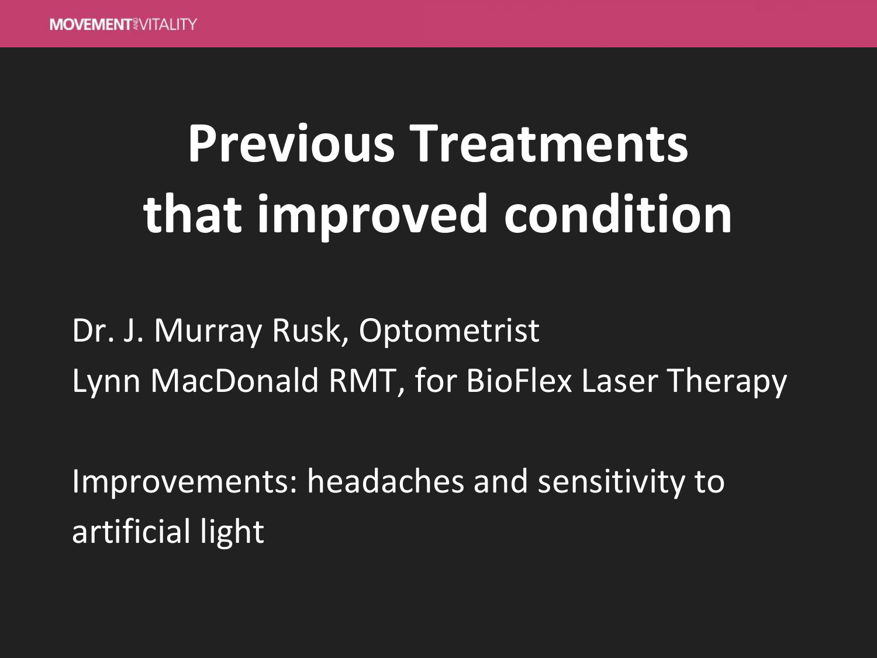# Previous Treatments that improved condition

Dr. J. Murray Rusk, Optometrist
Lynn MacDonald RMT, for BioFlex Laser Therapy

Improvements: headaches and sensitivity to artificial light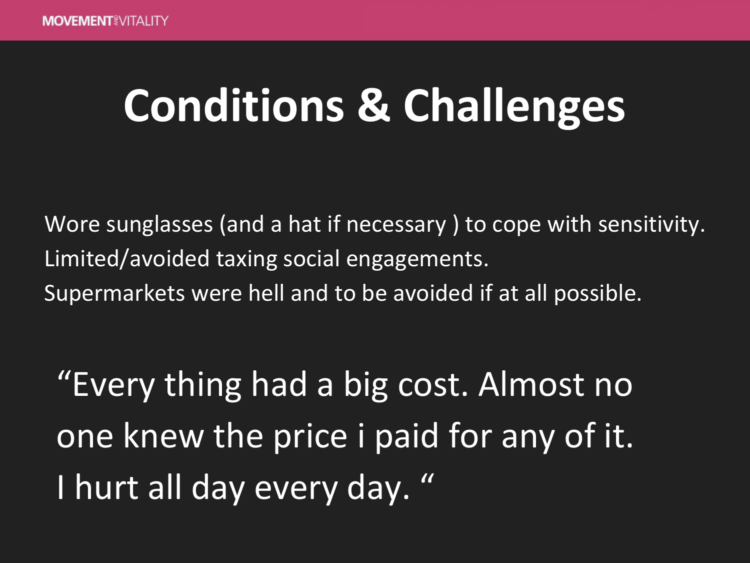# Conditions & Challenges

Wore sunglasses (and a hat if necessary ) to cope with sensitivity.
Limited/avoided taxing social engagements.
Supermarkets were hell and to be avoided if at all possible.

"Every thing had a big cost. Almost no one knew the price i paid for any of it. I hurt all day every day. "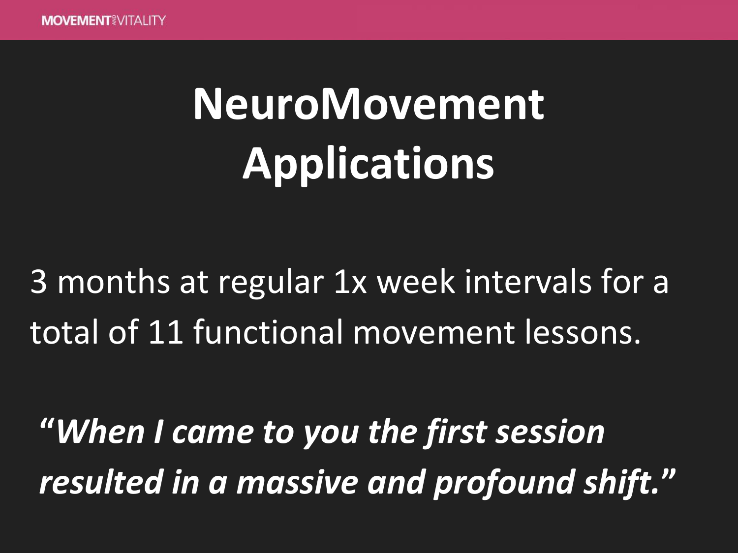# NeuroMovement Applications

3 months at regular 1x week intervals for a total of 11 functional movement lessons.

***"When I came to you the first session resulted in a massive and profound shift."***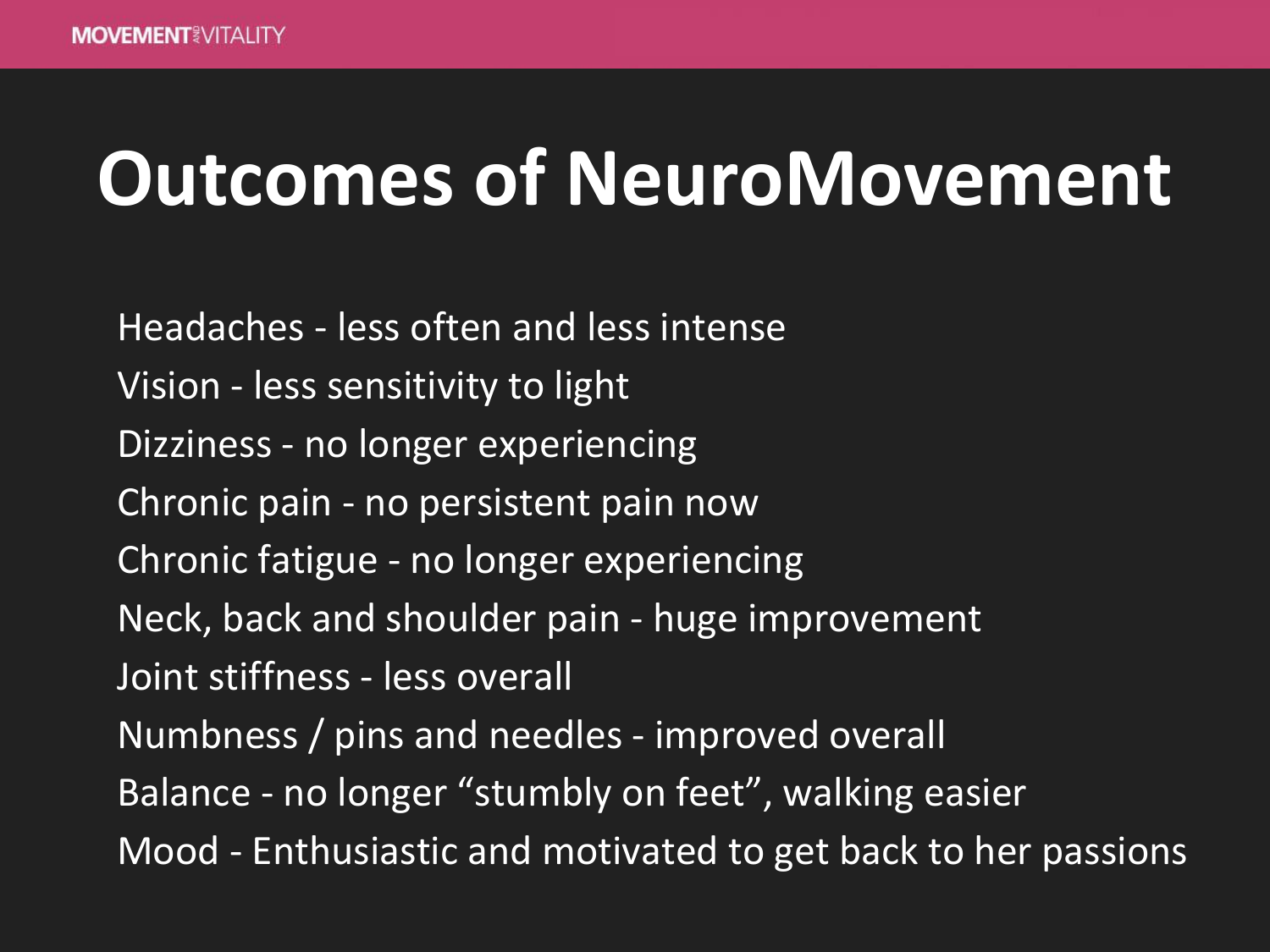# Outcomes of NeuroMovement

Headaches - less often and less intense
Vision - less sensitivity to light
Dizziness - no longer experiencing
Chronic pain - no persistent pain now
Chronic fatigue - no longer experiencing
Neck, back and shoulder pain - huge improvement
Joint stiffness - less overall
Numbness / pins and needles - improved overall
Balance - no longer “stumbly on feet”, walking easier
Mood - Enthusiastic and motivated to get back to her passions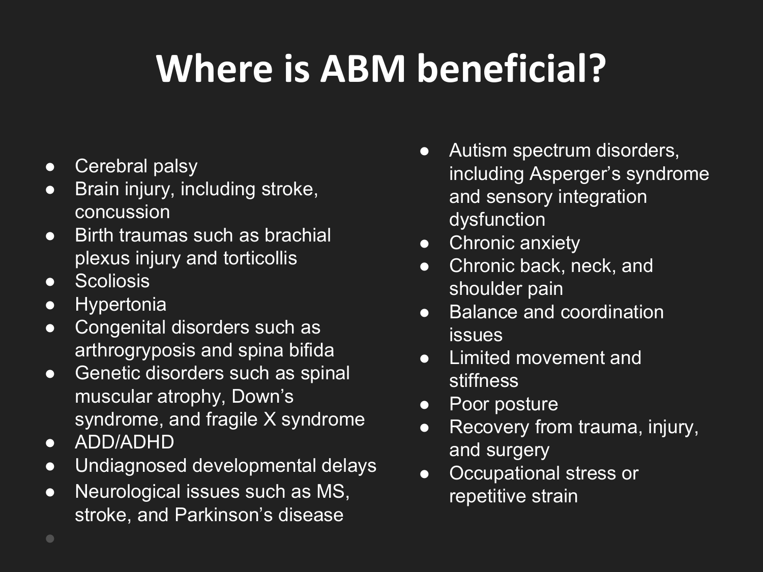# Where is ABM beneficial?

- Cerebral palsy
- Brain injury, including stroke, concussion
- Birth traumas such as brachial plexus injury and torticollis
- Scoliosis
- Hypertonia
- Congenital disorders such as arthrogryposis and spina bifida
- Genetic disorders such as spinal muscular atrophy, Down's syndrome, and fragile X syndrome
- ADD/ADHD
- Undiagnosed developmental delays
- Neurological issues such as MS, stroke, and Parkinson's disease
- Autism spectrum disorders, including Asperger's syndrome and sensory integration dysfunction
- Chronic anxiety
- Chronic back, neck, and shoulder pain
- Balance and coordination issues
- Limited movement and stiffness
- Poor posture
- Recovery from trauma, injury, and surgery
- Occupational stress or repetitive strain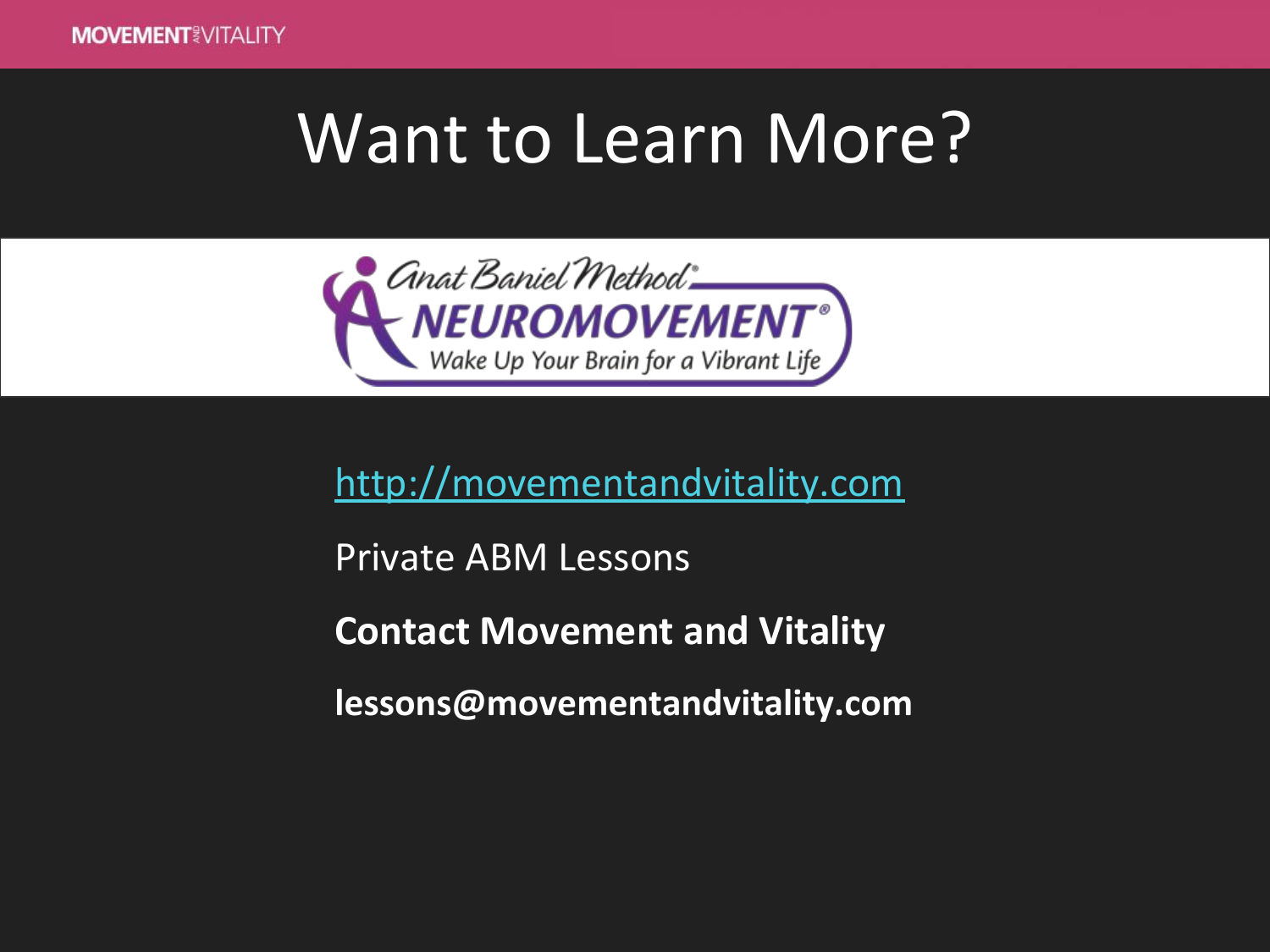# Want to Learn More?

Anat Baniel Method®

NEUROMOVEMENT®

Wake Up Your Brain for a Vibrant Life

http://movementandvitality.com

Private ABM Lessons

**Contact Movement and Vitality**

**lessons@movementandvitality.com**